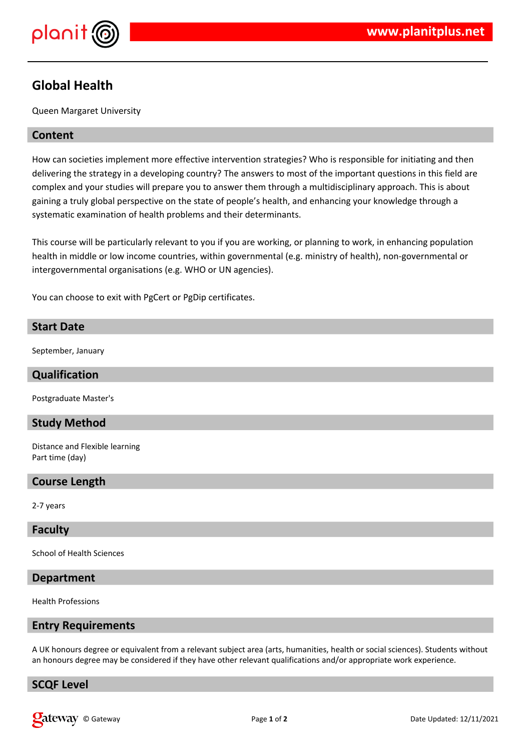# Global Health

Queen Margaret University

## Content

How can societies implement more effective intervention strategies? Who is responsible for initiating and then delivering the strategy in a developing country? The answers to most of the important questions in this field are complex and your studies will prepare you to answer them through a multidisciplinary approach. This is about gaining a truly global perspective on the state of people's health, and enhancing your knowledge through a systematic examination of health problems and their determinants.

This course will be particularly relevant to you if you are working, or planning to work, in enhancing population health in middle or low income countries, within governmental (e.g. ministry of health), non-governmental or intergovernmental organisations (e.g. WHO or UN agencies).

You can choose to exit with PgCert or PgDip certificates.

## Start Date

September, January

## Qualification

Postgraduate Master's

## Study Method

Distance and Flexible learning
Part time (day)

## Course Length

2-7 years

## Faculty

School of Health Sciences

## Department

Health Professions

## Entry Requirements

A UK honours degree or equivalent from a relevant subject area (arts, humanities, health or social sciences). Students without an honours degree may be considered if they have other relevant qualifications and/or appropriate work experience.

## SCQF Level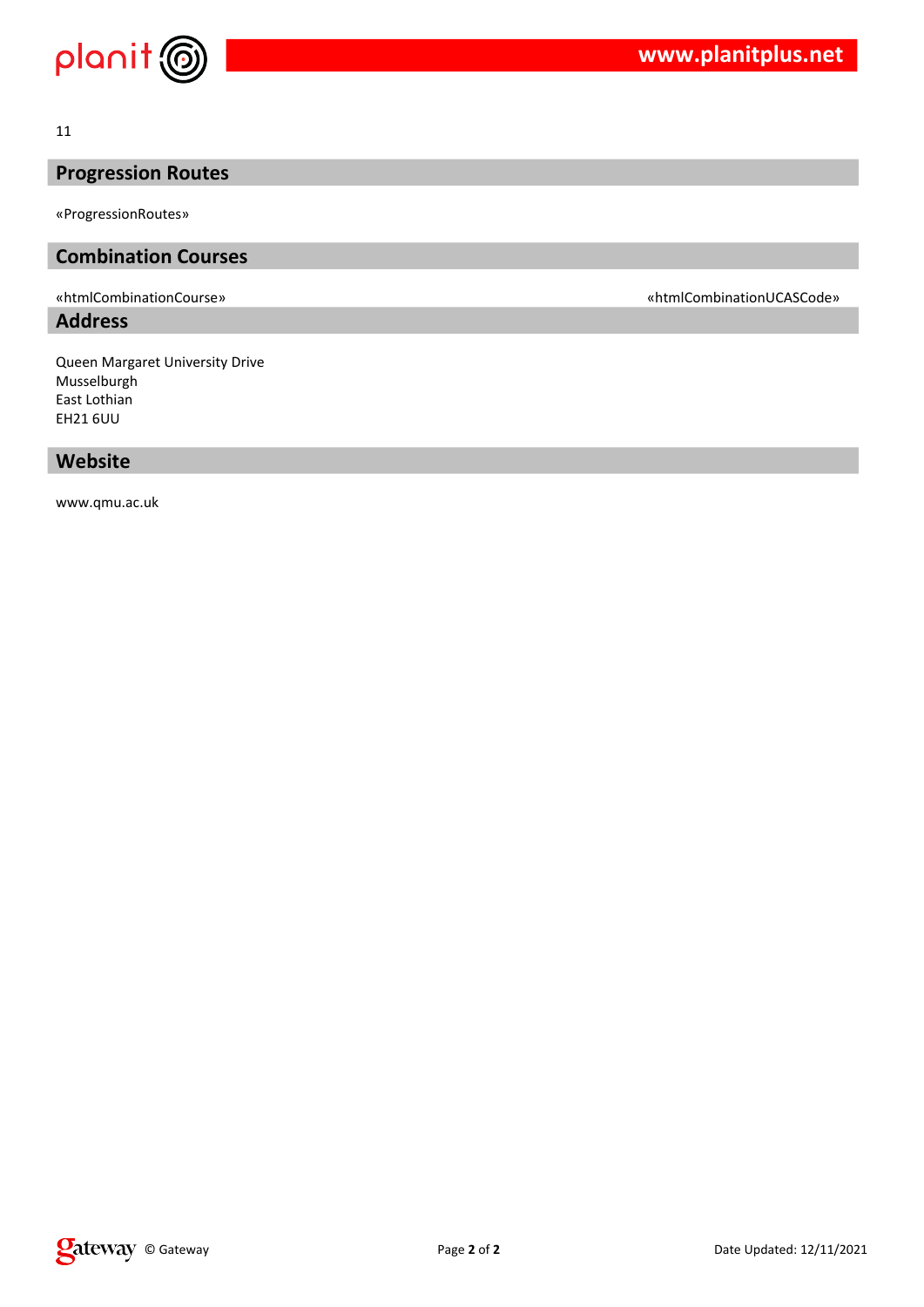11

## Progression Routes

«ProgressionRoutes»

## Combination Courses

«htmlCombinationCourse» «htmlCombinationUCASCode»

## Address

Queen Margaret University Drive
Musselburgh
East Lothian
EH21 6UU

## Website

www.qmu.ac.uk